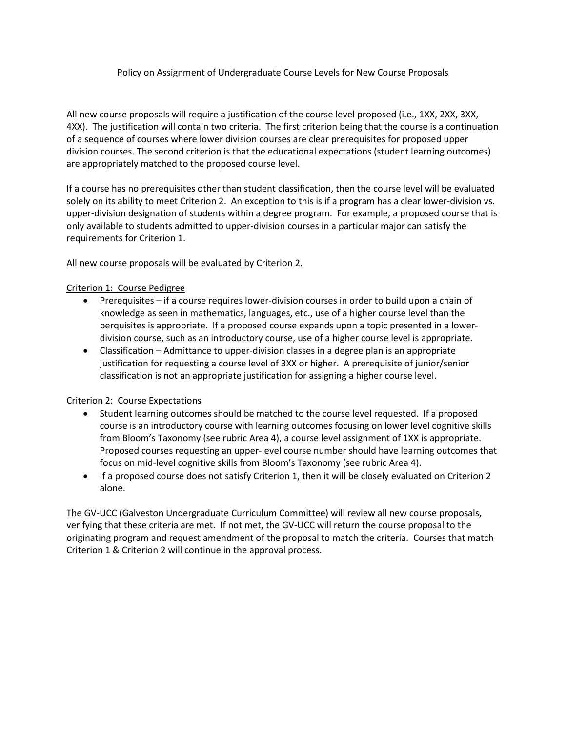# Policy on Assignment of Undergraduate Course Levels for New Course Proposals

All new course proposals will require a justification of the course level proposed (i.e., 1XX, 2XX, 3XX, 4XX). The justification will contain two criteria. The first criterion being that the course is a continuation of a sequence of courses where lower division courses are clear prerequisites for proposed upper division courses. The second criterion is that the educational expectations (student learning outcomes) are appropriately matched to the proposed course level.

If a course has no prerequisites other than student classification, then the course level will be evaluated solely on its ability to meet Criterion 2. An exception to this is if a program has a clear lower-division vs. upper-division designation of students within a degree program. For example, a proposed course that is only available to students admitted to upper-division courses in a particular major can satisfy the requirements for Criterion 1.

All new course proposals will be evaluated by Criterion 2.

<u>Criterion 1: Course Pedigree</u>

- Prerequisites – if a course requires lower-division courses in order to build upon a chain of knowledge as seen in mathematics, languages, etc., use of a higher course level than the perquisites is appropriate. If a proposed course expands upon a topic presented in a lower-division course, such as an introductory course, use of a higher course level is appropriate.
- Classification – Admittance to upper-division classes in a degree plan is an appropriate justification for requesting a course level of 3XX or higher. A prerequisite of junior/senior classification is not an appropriate justification for assigning a higher course level.

<u>Criterion 2: Course Expectations</u>

- Student learning outcomes should be matched to the course level requested. If a proposed course is an introductory course with learning outcomes focusing on lower level cognitive skills from Bloom's Taxonomy (see rubric Area 4), a course level assignment of 1XX is appropriate. Proposed courses requesting an upper-level course number should have learning outcomes that focus on mid-level cognitive skills from Bloom's Taxonomy (see rubric Area 4).
- If a proposed course does not satisfy Criterion 1, then it will be closely evaluated on Criterion 2 alone.

The GV-UCC (Galveston Undergraduate Curriculum Committee) will review all new course proposals, verifying that these criteria are met. If not met, the GV-UCC will return the course proposal to the originating program and request amendment of the proposal to match the criteria. Courses that match Criterion 1 & Criterion 2 will continue in the approval process.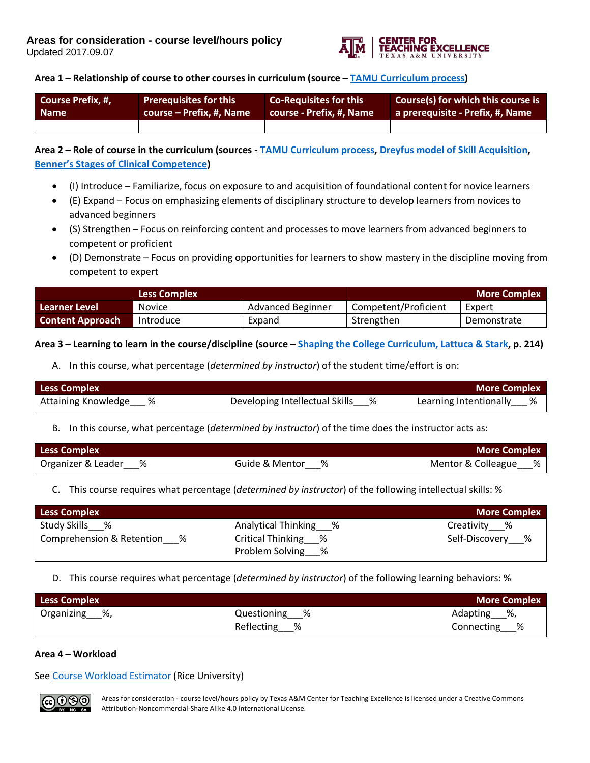# Areas for consideration - course level/hours policy

Updated 2017.09.07

### Area 1 – Relationship of course to other courses in curriculum (source – TAMU Curriculum process)

| Course Prefix, #, Name | Prerequisites for this course – Prefix, #, Name | Co-Requisites for this course - Prefix, #, Name | Course(s) for which this course is a prerequisite - Prefix, #, Name |
|---|---|---|---|
| | | | |

### Area 2 – Role of course in the curriculum (sources - TAMU Curriculum process, Dreyfus model of Skill Acquisition, Benner's Stages of Clinical Competence)

- (I) Introduce – Familiarize, focus on exposure to and acquisition of foundational content for novice learners
- (E) Expand – Focus on emphasizing elements of disciplinary structure to develop learners from novices to advanced beginners
- (S) Strengthen – Focus on reinforcing content and processes to move learners from advanced beginners to competent or proficient
- (D) Demonstrate – Focus on providing opportunities for learners to show mastery in the discipline moving from competent to expert

| | Less Complex | | | More Complex |
|---|---|---|---|---|
| Learner Level | Novice | Advanced Beginner | Competent/Proficient | Expert |
| Content Approach | Introduce | Expand | Strengthen | Demonstrate |

### Area 3 – Learning to learn in the course/discipline (source – Shaping the College Curriculum, Lattuca & Stark, p. 214)

A. In this course, what percentage (*determined by instructor*) of the student time/effort is on:

| Less Complex | | More Complex |
|---|---|---|
| Attaining Knowledge___ % | Developing Intellectual Skills___% | Learning Intentionally___ % |

B. In this course, what percentage (*determined by instructor*) of the time does the instructor acts as:

| Less Complex | | More Complex |
|---|---|---|
| Organizer & Leader___% | Guide & Mentor___% | Mentor & Colleague___% |

C. This course requires what percentage (*determined by instructor*) of the following intellectual skills: %

| Less Complex | | More Complex |
|---|---|---|
| Study Skills___% | Analytical Thinking___% | Creativity___% |
| Comprehension & Retention___% | Critical Thinking___% | Self-Discovery___% |
| | Problem Solving___% | |

D. This course requires what percentage (*determined by instructor*) of the following learning behaviors: %

| Less Complex | | More Complex |
|---|---|---|
| Organizing___%, | Questioning___% | Adapting___%, |
| | Reflecting___% | Connecting___% |

### Area 4 – Workload

See Course Workload Estimator (Rice University)

Areas for consideration - course level/hours policy by Texas A&M Center for Teaching Excellence is licensed under a Creative Commons Attribution-Noncommercial-Share Alike 4.0 International License.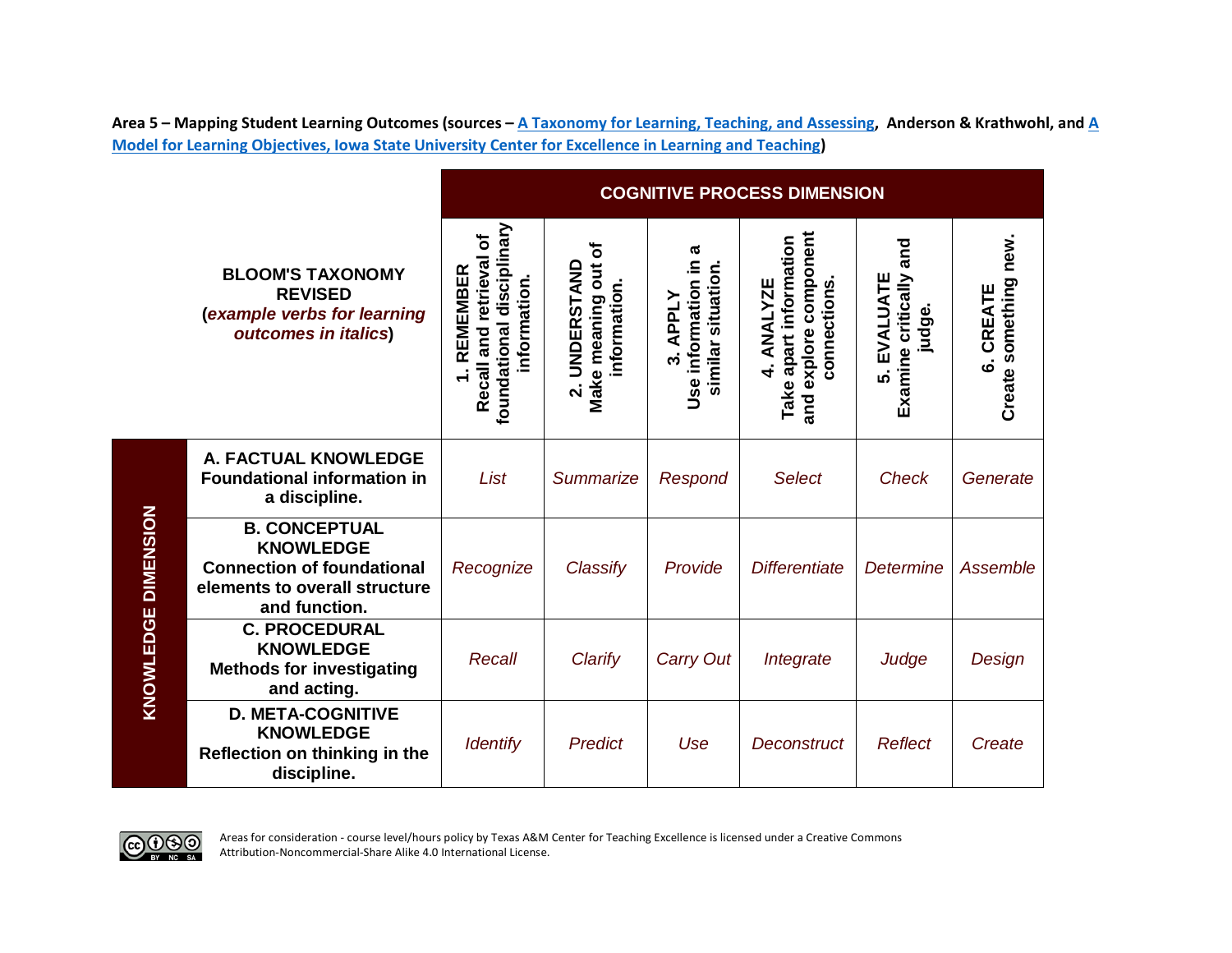**Area 5 – Mapping Student Learning Outcomes (sources – A Taxonomy for Learning, Teaching, and Assessing, Anderson & Krathwohl, and A Model for Learning Objectives, Iowa State University Center for Excellence in Learning and Teaching)**

| | BLOOM'S TAXONOMY REVISED (*example verbs for learning outcomes in italics*) | COGNITIVE PROCESS DIMENSION | | | | | |
|---|---|---|---|---|---|---|---|
| | | **1. REMEMBER** Recall and retrieval of foundational disciplinary information. | **2. UNDERSTAND** Make meaning out of information. | **3. APPLY** Use information in a similar situation. | **4. ANALYZE** Take apart information and explore component connections. | **5. EVALUATE** Examine critically and judge. | **6. CREATE** Create something new. |
| **KNOWLEDGE DIMENSION** | **A. FACTUAL KNOWLEDGE** Foundational information in a discipline. | *List* | *Summarize* | *Respond* | *Select* | *Check* | *Generate* |
| | **B. CONCEPTUAL KNOWLEDGE** Connection of foundational elements to overall structure and function. | *Recognize* | *Classify* | *Provide* | *Differentiate* | *Determine* | *Assemble* |
| | **C. PROCEDURAL KNOWLEDGE** Methods for investigating and acting. | *Recall* | *Clarify* | *Carry Out* | *Integrate* | *Judge* | *Design* |
| | **D. META-COGNITIVE KNOWLEDGE** Reflection on thinking in the discipline. | *Identify* | *Predict* | *Use* | *Deconstruct* | *Reflect* | *Create* |

Areas for consideration - course level/hours policy by Texas A&M Center for Teaching Excellence is licensed under a Creative Commons Attribution-Noncommercial-Share Alike 4.0 International License.